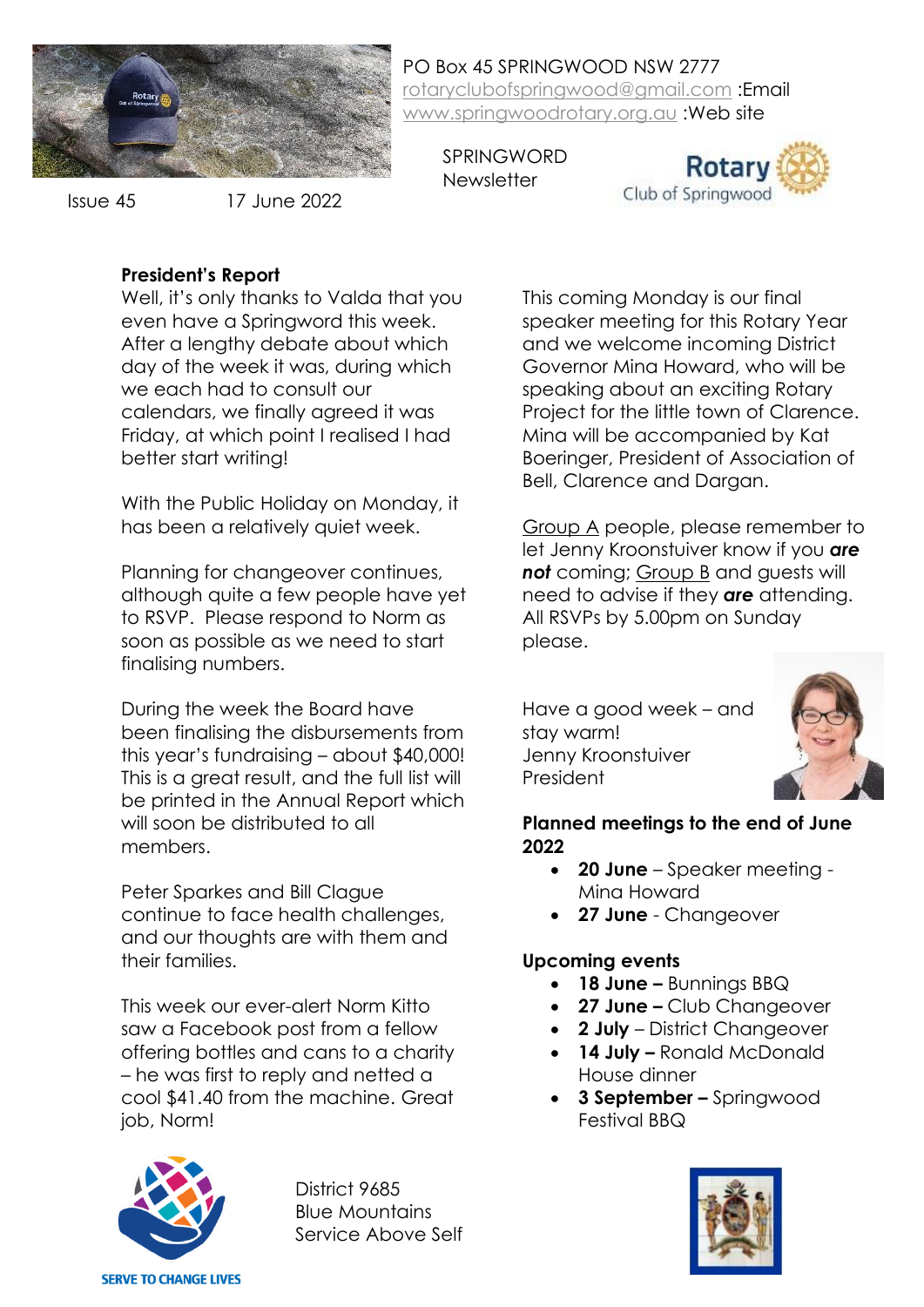PO Box 45 SPRINGWOOD NSW 2777
rotaryclubofspringwood@gmail.com :Email
www.springwoodrotary.org.au :Web site

SPRINGWORD
Newsletter

Rotary
Club of Springwood

Issue 45 17 June 2022

## President's Report

Well, it's only thanks to Valda that you even have a Springword this week. After a lengthy debate about which day of the week it was, during which we each had to consult our calendars, we finally agreed it was Friday, at which point I realised I had better start writing!

With the Public Holiday on Monday, it has been a relatively quiet week.

Planning for changeover continues, although quite a few people have yet to RSVP. Please respond to Norm as soon as possible as we need to start finalising numbers.

During the week the Board have been finalising the disbursements from this year's fundraising – about $40,000! This is a great result, and the full list will be printed in the Annual Report which will soon be distributed to all members.

Peter Sparkes and Bill Clague continue to face health challenges, and our thoughts are with them and their families.

This week our ever-alert Norm Kitto saw a Facebook post from a fellow offering bottles and cans to a charity – he was first to reply and netted a cool $41.40 from the machine. Great job, Norm!

This coming Monday is our final speaker meeting for this Rotary Year and we welcome incoming District Governor Mina Howard, who will be speaking about an exciting Rotary Project for the little town of Clarence. Mina will be accompanied by Kat Boeringer, President of Association of Bell, Clarence and Dargan.

Group A people, please remember to let Jenny Kroonstuiver know if you ***are not*** coming; Group B and guests will need to advise if they ***are*** attending. All RSVPs by 5.00pm on Sunday please.

Have a good week – and stay warm!
Jenny Kroonstuiver
President

**Planned meetings to the end of June 2022**

- **20 June** – Speaker meeting - Mina Howard
- **27 June** - Changeover

**Upcoming events**

- **18 June –** Bunnings BBQ
- **27 June –** Club Changeover
- **2 July** – District Changeover
- **14 July –** Ronald McDonald House dinner
- **3 September –** Springwood Festival BBQ

SERVE TO CHANGE LIVES

District 9685
Blue Mountains
Service Above Self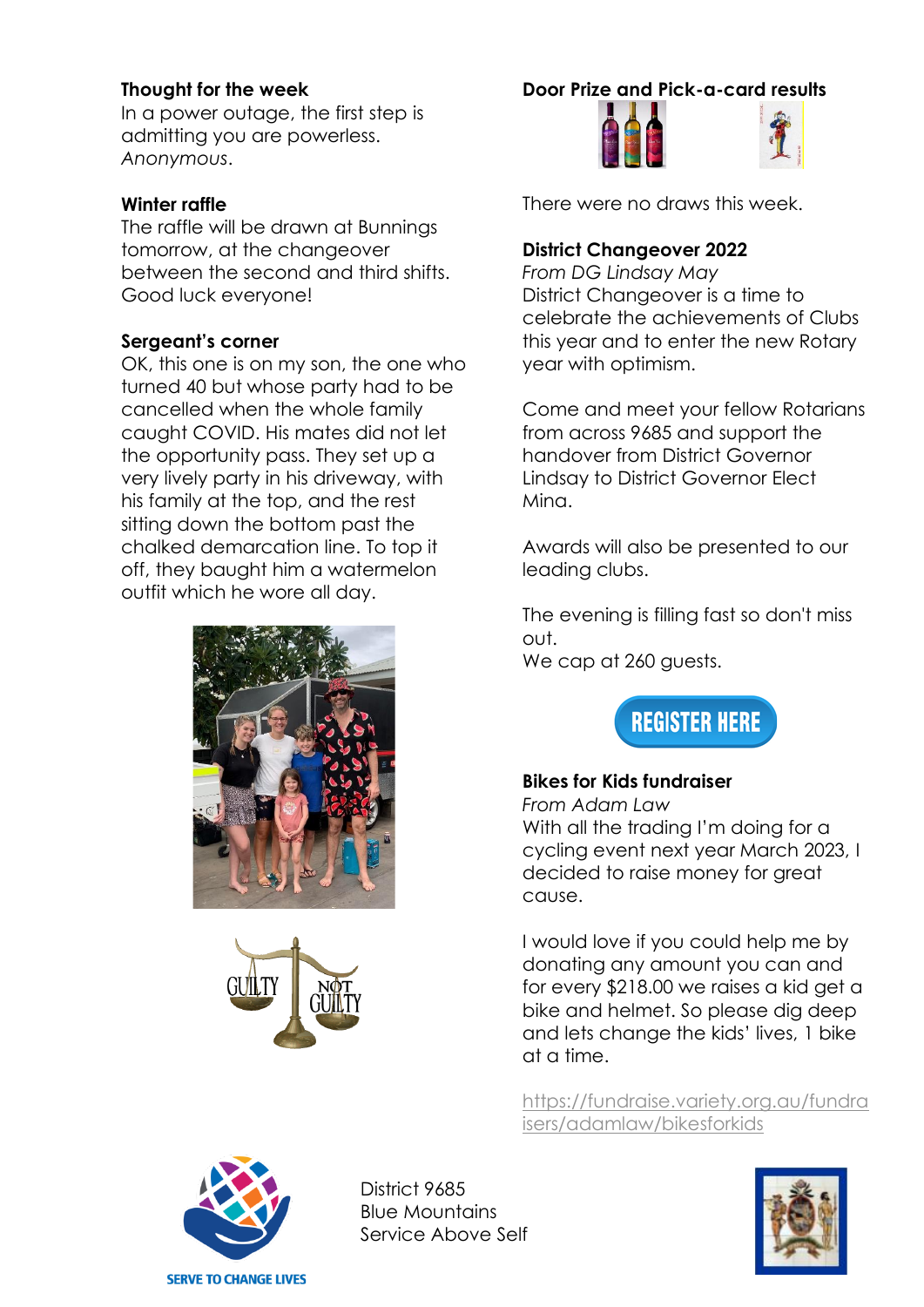**Thought for the week**
In a power outage, the first step is admitting you are powerless.
*Anonymous*.

**Winter raffle**
The raffle will be drawn at Bunnings tomorrow, at the changeover between the second and third shifts. Good luck everyone!

**Sergeant's corner**
OK, this one is on my son, the one who turned 40 but whose party had to be cancelled when the whole family caught COVID. His mates did not let the opportunity pass. They set up a very lively party in his driveway, with his family at the top, and the rest sitting down the bottom past the chalked demarcation line. To top it off, they baught him a watermelon outfit which he wore all day.

**Door Prize and Pick-a-card results**

There were no draws this week.

**District Changeover 2022**
*From DG Lindsay May*
District Changeover is a time to celebrate the achievements of Clubs this year and to enter the new Rotary year with optimism.

Come and meet your fellow Rotarians from across 9685 and support the handover from District Governor Lindsay to District Governor Elect Mina.

Awards will also be presented to our leading clubs.

The evening is filling fast so don't miss out.
We cap at 260 guests.

REGISTER HERE

**Bikes for Kids fundraiser**
*From Adam Law*
With all the trading I'm doing for a cycling event next year March 2023, I decided to raise money for great cause.

I would love if you could help me by donating any amount you can and for every $218.00 we raises a kid get a bike and helmet. So please dig deep and lets change the kids' lives, 1 bike at a time.

https://fundraise.variety.org.au/fundraisers/adamlaw/bikesforkids

District 9685
Blue Mountains
Service Above Self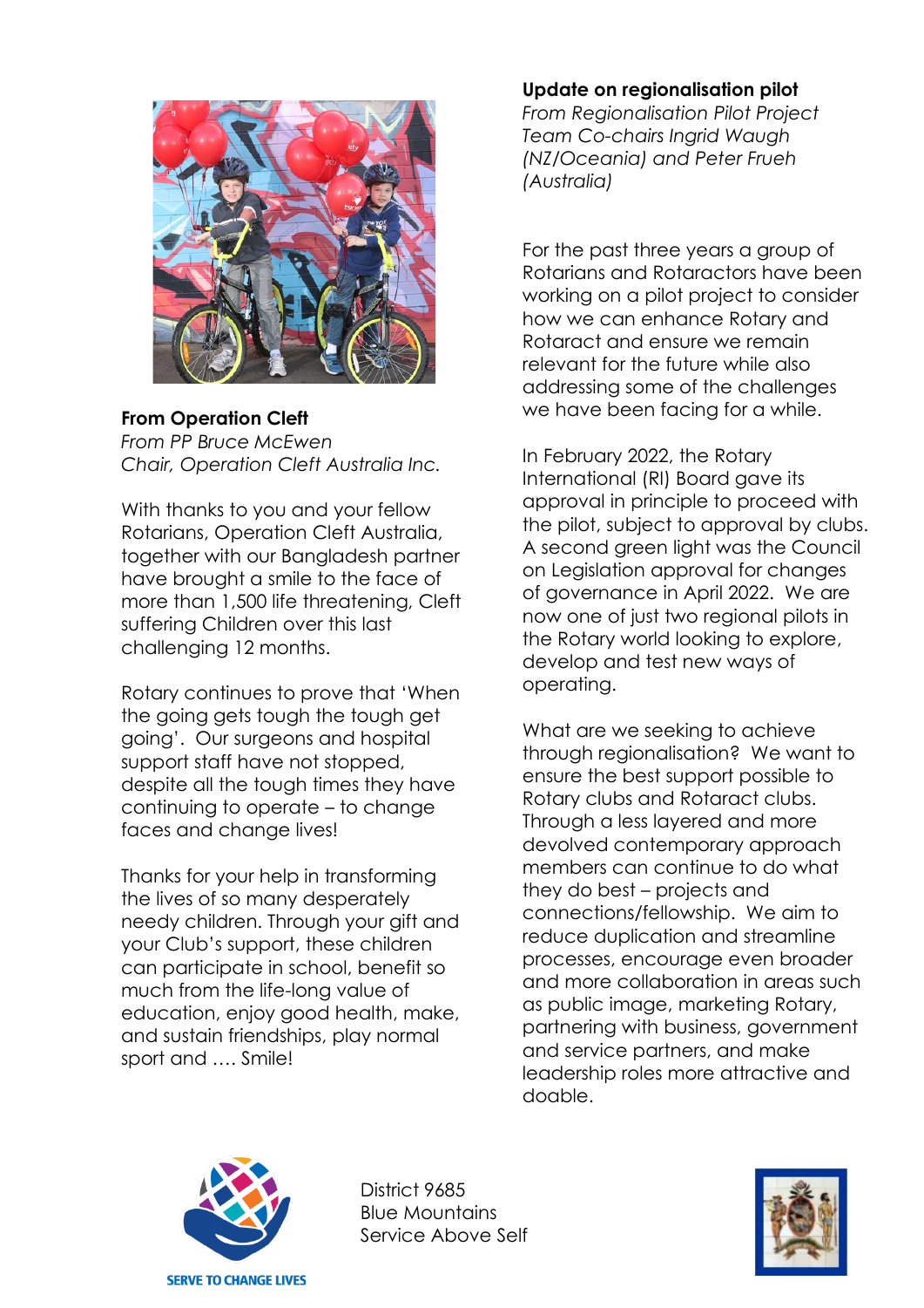**From Operation Cleft**

*From PP Bruce McEwen*
*Chair, Operation Cleft Australia Inc.*

With thanks to you and your fellow Rotarians, Operation Cleft Australia, together with our Bangladesh partner have brought a smile to the face of more than 1,500 life threatening, Cleft suffering Children over this last challenging 12 months.

Rotary continues to prove that 'When the going gets tough the tough get going'. Our surgeons and hospital support staff have not stopped, despite all the tough times they have continuing to operate – to change faces and change lives!

Thanks for your help in transforming the lives of so many desperately needy children. Through your gift and your Club's support, these children can participate in school, benefit so much from the life-long value of education, enjoy good health, make, and sustain friendships, play normal sport and …. Smile!

**Update on regionalisation pilot**

*From Regionalisation Pilot Project Team Co-chairs Ingrid Waugh (NZ/Oceania) and Peter Frueh (Australia)*

For the past three years a group of Rotarians and Rotaractors have been working on a pilot project to consider how we can enhance Rotary and Rotaract and ensure we remain relevant for the future while also addressing some of the challenges we have been facing for a while.

In February 2022, the Rotary International (RI) Board gave its approval in principle to proceed with the pilot, subject to approval by clubs. A second green light was the Council on Legislation approval for changes of governance in April 2022. We are now one of just two regional pilots in the Rotary world looking to explore, develop and test new ways of operating.

What are we seeking to achieve through regionalisation? We want to ensure the best support possible to Rotary clubs and Rotaract clubs. Through a less layered and more devolved contemporary approach members can continue to do what they do best – projects and connections/fellowship. We aim to reduce duplication and streamline processes, encourage even broader and more collaboration in areas such as public image, marketing Rotary, partnering with business, government and service partners, and make leadership roles more attractive and doable.

SERVE TO CHANGE LIVES

District 9685
Blue Mountains
Service Above Self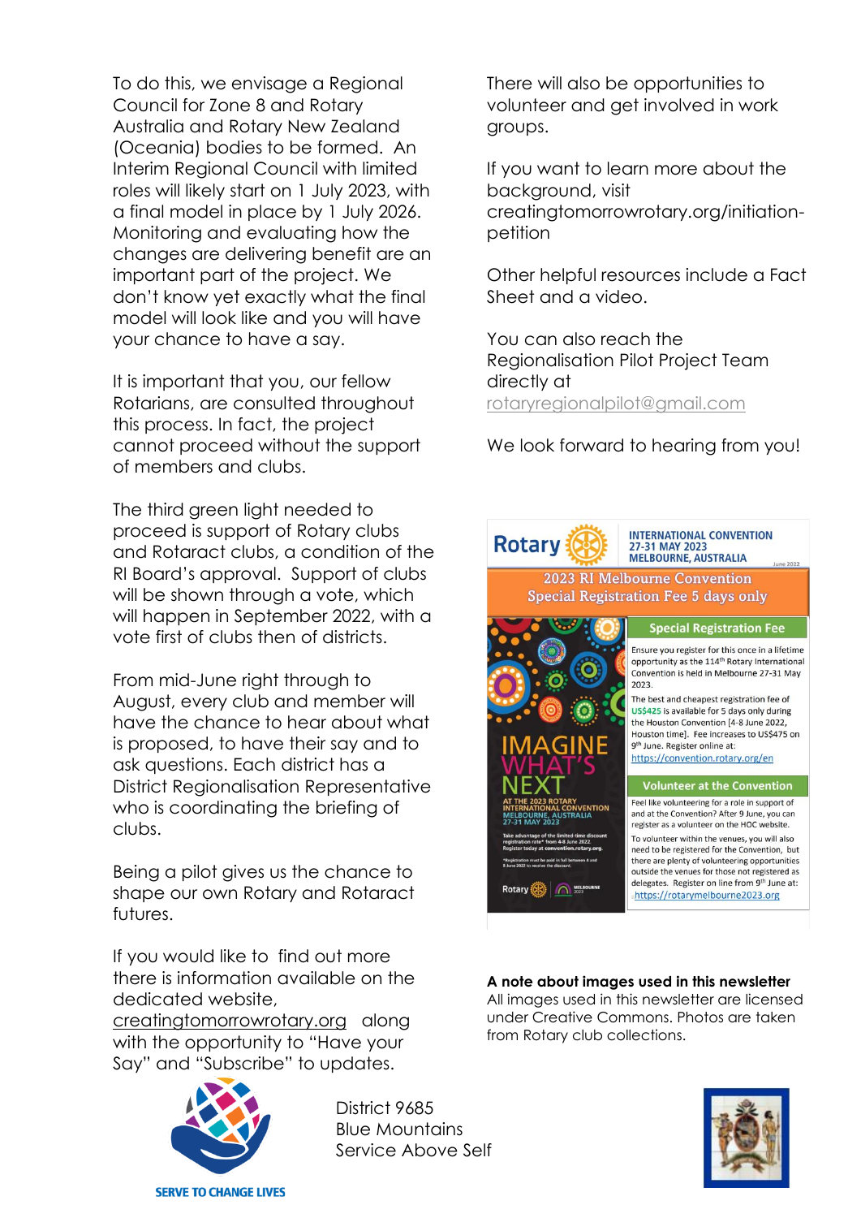To do this, we envisage a Regional Council for Zone 8 and Rotary Australia and Rotary New Zealand (Oceania) bodies to be formed. An Interim Regional Council with limited roles will likely start on 1 July 2023, with a final model in place by 1 July 2026. Monitoring and evaluating how the changes are delivering benefit are an important part of the project. We don't know yet exactly what the final model will look like and you will have your chance to have a say.

It is important that you, our fellow Rotarians, are consulted throughout this process. In fact, the project cannot proceed without the support of members and clubs.

The third green light needed to proceed is support of Rotary clubs and Rotaract clubs, a condition of the RI Board's approval. Support of clubs will be shown through a vote, which will happen in September 2022, with a vote first of clubs then of districts.

From mid-June right through to August, every club and member will have the chance to hear about what is proposed, to have their say and to ask questions. Each district has a District Regionalisation Representative who is coordinating the briefing of clubs.

Being a pilot gives us the chance to shape our own Rotary and Rotaract futures.

If you would like to find out more there is information available on the dedicated website, creatingtomorrowrotary.org along with the opportunity to "Have your Say" and "Subscribe" to updates.

There will also be opportunities to volunteer and get involved in work groups.

If you want to learn more about the background, visit creatingtomorrowrotary.org/initiation-petition

Other helpful resources include a Fact Sheet and a video.

You can also reach the Regionalisation Pilot Project Team directly at rotaryregionalpilot@gmail.com

We look forward to hearing from you!

Rotary — INTERNATIONAL CONVENTION 27-31 MAY 2023 MELBOURNE, AUSTRALIA — June 2022

## 2023 RI Melbourne Convention Special Registration Fee 5 days only

IMAGINE WHAT'S NEXT

AT THE 2023 ROTARY INTERNATIONAL CONVENTION MELBOURNE, AUSTRALIA 27-31 MAY 2023

### Special Registration Fee

Ensure you register for this once in a lifetime opportunity as the 114th Rotary International Convention is held in Melbourne 27-31 May 2023.

The best and cheapest registration fee of US$425 is available for 5 days only during the Houston Convention [4-8 June 2022, Houston time]. Fee increases to US$475 on 9th June. Register online at: https://convention.rotary.org/en

### Volunteer at the Convention

Feel like volunteering for a role in support of and at the Convention? After 9 June, you can register as a volunteer on the HOC website.

To volunteer within the venues, you will also need to be registered for the Convention, but there are plenty of volunteering opportunities outside the venues for those not registered as delegates. Register on line from 9th June at: https://rotarymelbourne2023.org

**A note about images used in this newsletter**
All images used in this newsletter are licensed under Creative Commons. Photos are taken from Rotary club collections.

SERVE TO CHANGE LIVES

District 9685
Blue Mountains
Service Above Self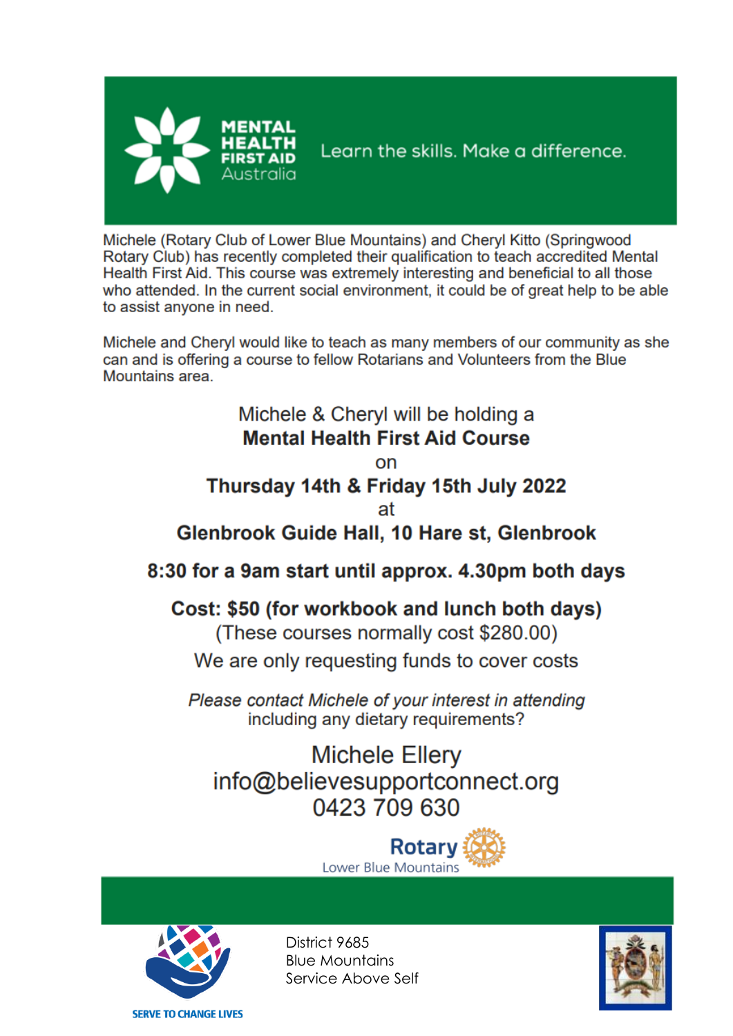**MENTAL HEALTH FIRST AID** Australia

Learn the skills. Make a difference.

Michele (Rotary Club of Lower Blue Mountains) and Cheryl Kitto (Springwood Rotary Club) has recently completed their qualification to teach accredited Mental Health First Aid. This course was extremely interesting and beneficial to all those who attended. In the current social environment, it could be of great help to be able to assist anyone in need.

Michele and Cheryl would like to teach as many members of our community as she can and is offering a course to fellow Rotarians and Volunteers from the Blue Mountains area.

Michele & Cheryl will be holding a

**Mental Health First Aid Course**

on

**Thursday 14th & Friday 15th July 2022**

at

**Glenbrook Guide Hall, 10 Hare st, Glenbrook**

**8:30 for a 9am start until approx. 4.30pm both days**

**Cost: $50 (for workbook and lunch both days)**

(These courses normally cost $280.00)

We are only requesting funds to cover costs

*Please contact Michele of your interest in attending* including any dietary requirements?

Michele Ellery
info@believesupportconnect.org
0423 709 630

Rotary
Lower Blue Mountains

SERVE TO CHANGE LIVES

District 9685
Blue Mountains
Service Above Self